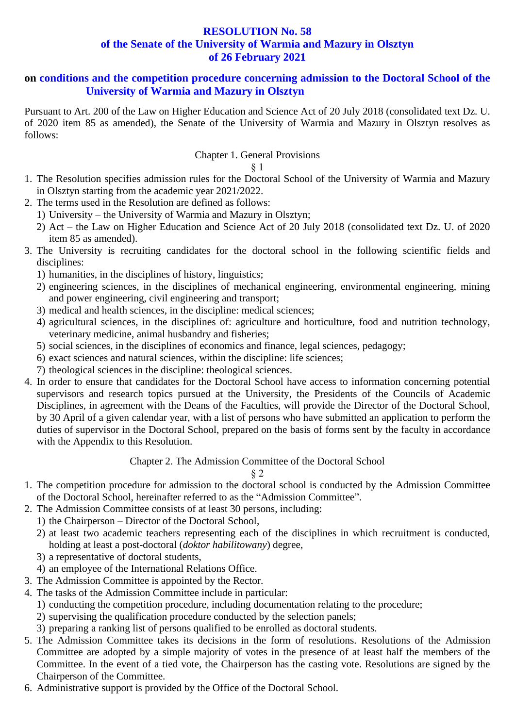# RESOLUTION No. 58
# of the Senate of the University of Warmia and Mazury in Olsztyn
# of 26 February 2021

## on conditions and the competition procedure concerning admission to the Doctoral School of the University of Warmia and Mazury in Olsztyn

Pursuant to Art. 200 of the Law on Higher Education and Science Act of 20 July 2018 (consolidated text Dz. U. of 2020 item 85 as amended), the Senate of the University of Warmia and Mazury in Olsztyn resolves as follows:

### Chapter 1. General Provisions

§ 1

1. The Resolution specifies admission rules for the Doctoral School of the University of Warmia and Mazury in Olsztyn starting from the academic year 2021/2022.
2. The terms used in the Resolution are defined as follows:
   1) University – the University of Warmia and Mazury in Olsztyn;
   2) Act – the Law on Higher Education and Science Act of 20 July 2018 (consolidated text Dz. U. of 2020 item 85 as amended).
3. The University is recruiting candidates for the doctoral school in the following scientific fields and disciplines:
   1) humanities, in the disciplines of history, linguistics;
   2) engineering sciences, in the disciplines of mechanical engineering, environmental engineering, mining and power engineering, civil engineering and transport;
   3) medical and health sciences, in the discipline: medical sciences;
   4) agricultural sciences, in the disciplines of: agriculture and horticulture, food and nutrition technology, veterinary medicine, animal husbandry and fisheries;
   5) social sciences, in the disciplines of economics and finance, legal sciences, pedagogy;
   6) exact sciences and natural sciences, within the discipline: life sciences;
   7) theological sciences in the discipline: theological sciences.
4. In order to ensure that candidates for the Doctoral School have access to information concerning potential supervisors and research topics pursued at the University, the Presidents of the Councils of Academic Disciplines, in agreement with the Deans of the Faculties, will provide the Director of the Doctoral School, by 30 April of a given calendar year, with a list of persons who have submitted an application to perform the duties of supervisor in the Doctoral School, prepared on the basis of forms sent by the faculty in accordance with the Appendix to this Resolution.

### Chapter 2. The Admission Committee of the Doctoral School

§ 2

1. The competition procedure for admission to the doctoral school is conducted by the Admission Committee of the Doctoral School, hereinafter referred to as the "Admission Committee".
2. The Admission Committee consists of at least 30 persons, including:
   1) the Chairperson – Director of the Doctoral School,
   2) at least two academic teachers representing each of the disciplines in which recruitment is conducted, holding at least a post-doctoral (*doktor habilitowany*) degree,
   3) a representative of doctoral students,
   4) an employee of the International Relations Office.
3. The Admission Committee is appointed by the Rector.
4. The tasks of the Admission Committee include in particular:
   1) conducting the competition procedure, including documentation relating to the procedure;
   2) supervising the qualification procedure conducted by the selection panels;
   3) preparing a ranking list of persons qualified to be enrolled as doctoral students.
5. The Admission Committee takes its decisions in the form of resolutions. Resolutions of the Admission Committee are adopted by a simple majority of votes in the presence of at least half the members of the Committee. In the event of a tied vote, the Chairperson has the casting vote. Resolutions are signed by the Chairperson of the Committee.
6. Administrative support is provided by the Office of the Doctoral School.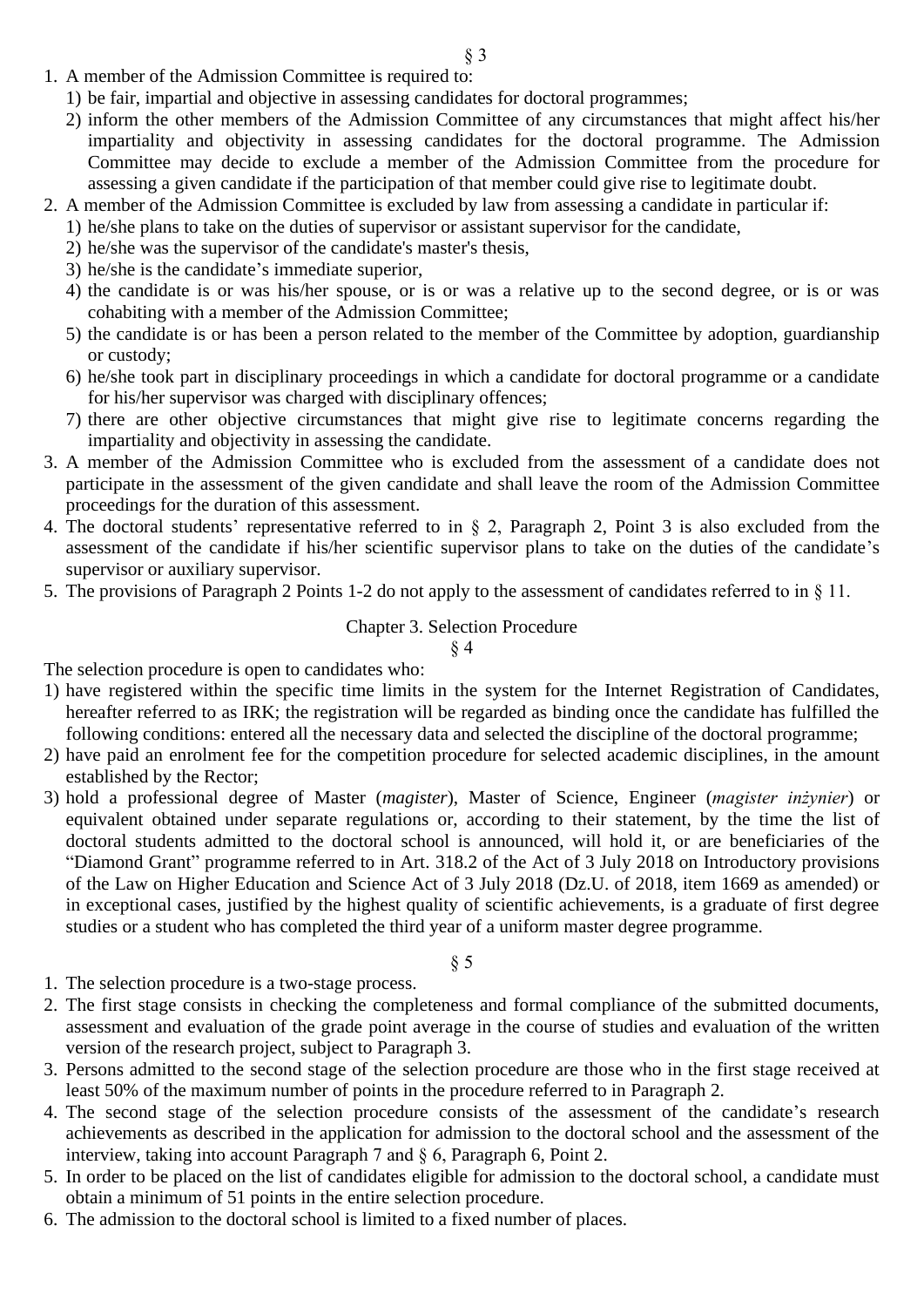§ 3

1. A member of the Admission Committee is required to:
   1) be fair, impartial and objective in assessing candidates for doctoral programmes;
   2) inform the other members of the Admission Committee of any circumstances that might affect his/her impartiality and objectivity in assessing candidates for the doctoral programme. The Admission Committee may decide to exclude a member of the Admission Committee from the procedure for assessing a given candidate if the participation of that member could give rise to legitimate doubt.
2. A member of the Admission Committee is excluded by law from assessing a candidate in particular if:
   1) he/she plans to take on the duties of supervisor or assistant supervisor for the candidate,
   2) he/she was the supervisor of the candidate's master's thesis,
   3) he/she is the candidate's immediate superior,
   4) the candidate is or was his/her spouse, or is or was a relative up to the second degree, or is or was cohabiting with a member of the Admission Committee;
   5) the candidate is or has been a person related to the member of the Committee by adoption, guardianship or custody;
   6) he/she took part in disciplinary proceedings in which a candidate for doctoral programme or a candidate for his/her supervisor was charged with disciplinary offences;
   7) there are other objective circumstances that might give rise to legitimate concerns regarding the impartiality and objectivity in assessing the candidate.
3. A member of the Admission Committee who is excluded from the assessment of a candidate does not participate in the assessment of the given candidate and shall leave the room of the Admission Committee proceedings for the duration of this assessment.
4. The doctoral students' representative referred to in § 2, Paragraph 2, Point 3 is also excluded from the assessment of the candidate if his/her scientific supervisor plans to take on the duties of the candidate's supervisor or auxiliary supervisor.
5. The provisions of Paragraph 2 Points 1-2 do not apply to the assessment of candidates referred to in § 11.

## Chapter 3. Selection Procedure

§ 4

The selection procedure is open to candidates who:

1) have registered within the specific time limits in the system for the Internet Registration of Candidates, hereafter referred to as IRK; the registration will be regarded as binding once the candidate has fulfilled the following conditions: entered all the necessary data and selected the discipline of the doctoral programme;
2) have paid an enrolment fee for the competition procedure for selected academic disciplines, in the amount established by the Rector;
3) hold a professional degree of Master (*magister*), Master of Science, Engineer (*magister inżynier*) or equivalent obtained under separate regulations or, according to their statement, by the time the list of doctoral students admitted to the doctoral school is announced, will hold it, or are beneficiaries of the "Diamond Grant" programme referred to in Art. 318.2 of the Act of 3 July 2018 on Introductory provisions of the Law on Higher Education and Science Act of 3 July 2018 (Dz.U. of 2018, item 1669 as amended) or in exceptional cases, justified by the highest quality of scientific achievements, is a graduate of first degree studies or a student who has completed the third year of a uniform master degree programme.

§ 5

1. The selection procedure is a two-stage process.
2. The first stage consists in checking the completeness and formal compliance of the submitted documents, assessment and evaluation of the grade point average in the course of studies and evaluation of the written version of the research project, subject to Paragraph 3.
3. Persons admitted to the second stage of the selection procedure are those who in the first stage received at least 50% of the maximum number of points in the procedure referred to in Paragraph 2.
4. The second stage of the selection procedure consists of the assessment of the candidate's research achievements as described in the application for admission to the doctoral school and the assessment of the interview, taking into account Paragraph 7 and § 6, Paragraph 6, Point 2.
5. In order to be placed on the list of candidates eligible for admission to the doctoral school, a candidate must obtain a minimum of 51 points in the entire selection procedure.
6. The admission to the doctoral school is limited to a fixed number of places.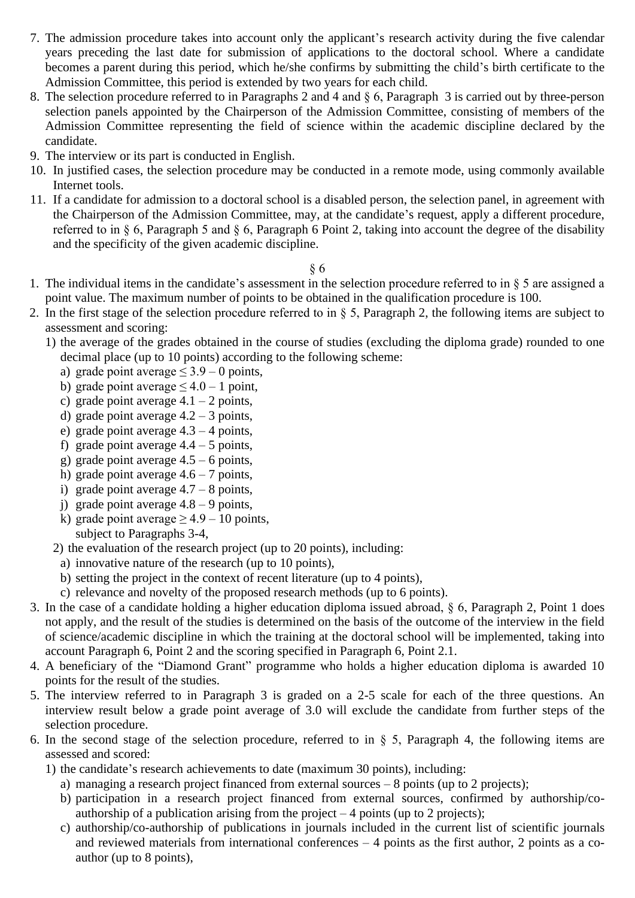7. The admission procedure takes into account only the applicant's research activity during the five calendar years preceding the last date for submission of applications to the doctoral school. Where a candidate becomes a parent during this period, which he/she confirms by submitting the child's birth certificate to the Admission Committee, this period is extended by two years for each child.
8. The selection procedure referred to in Paragraphs 2 and 4 and § 6, Paragraph 3 is carried out by three-person selection panels appointed by the Chairperson of the Admission Committee, consisting of members of the Admission Committee representing the field of science within the academic discipline declared by the candidate.
9. The interview or its part is conducted in English.
10. In justified cases, the selection procedure may be conducted in a remote mode, using commonly available Internet tools.
11. If a candidate for admission to a doctoral school is a disabled person, the selection panel, in agreement with the Chairperson of the Admission Committee, may, at the candidate's request, apply a different procedure, referred to in § 6, Paragraph 5 and § 6, Paragraph 6 Point 2, taking into account the degree of the disability and the specificity of the given academic discipline.

§ 6

1. The individual items in the candidate's assessment in the selection procedure referred to in § 5 are assigned a point value. The maximum number of points to be obtained in the qualification procedure is 100.
2. In the first stage of the selection procedure referred to in § 5, Paragraph 2, the following items are subject to assessment and scoring:
   1) the average of the grades obtained in the course of studies (excluding the diploma grade) rounded to one decimal place (up to 10 points) according to the following scheme:
      a) grade point average ≤ 3.9 – 0 points,
      b) grade point average ≤ 4.0 – 1 point,
      c) grade point average 4.1 – 2 points,
      d) grade point average 4.2 – 3 points,
      e) grade point average 4.3 – 4 points,
      f) grade point average 4.4 – 5 points,
      g) grade point average 4.5 – 6 points,
      h) grade point average 4.6 – 7 points,
      i) grade point average 4.7 – 8 points,
      j) grade point average 4.8 – 9 points,
      k) grade point average ≥ 4.9 – 10 points,
      subject to Paragraphs 3-4,
   2) the evaluation of the research project (up to 20 points), including:
      a) innovative nature of the research (up to 10 points),
      b) setting the project in the context of recent literature (up to 4 points),
      c) relevance and novelty of the proposed research methods (up to 6 points).
3. In the case of a candidate holding a higher education diploma issued abroad, § 6, Paragraph 2, Point 1 does not apply, and the result of the studies is determined on the basis of the outcome of the interview in the field of science/academic discipline in which the training at the doctoral school will be implemented, taking into account Paragraph 6, Point 2 and the scoring specified in Paragraph 6, Point 2.1.
4. A beneficiary of the "Diamond Grant" programme who holds a higher education diploma is awarded 10 points for the result of the studies.
5. The interview referred to in Paragraph 3 is graded on a 2-5 scale for each of the three questions. An interview result below a grade point average of 3.0 will exclude the candidate from further steps of the selection procedure.
6. In the second stage of the selection procedure, referred to in § 5, Paragraph 4, the following items are assessed and scored:
   1) the candidate's research achievements to date (maximum 30 points), including:
      a) managing a research project financed from external sources – 8 points (up to 2 projects);
      b) participation in a research project financed from external sources, confirmed by authorship/co-authorship of a publication arising from the project – 4 points (up to 2 projects);
      c) authorship/co-authorship of publications in journals included in the current list of scientific journals and reviewed materials from international conferences – 4 points as the first author, 2 points as a co-author (up to 8 points),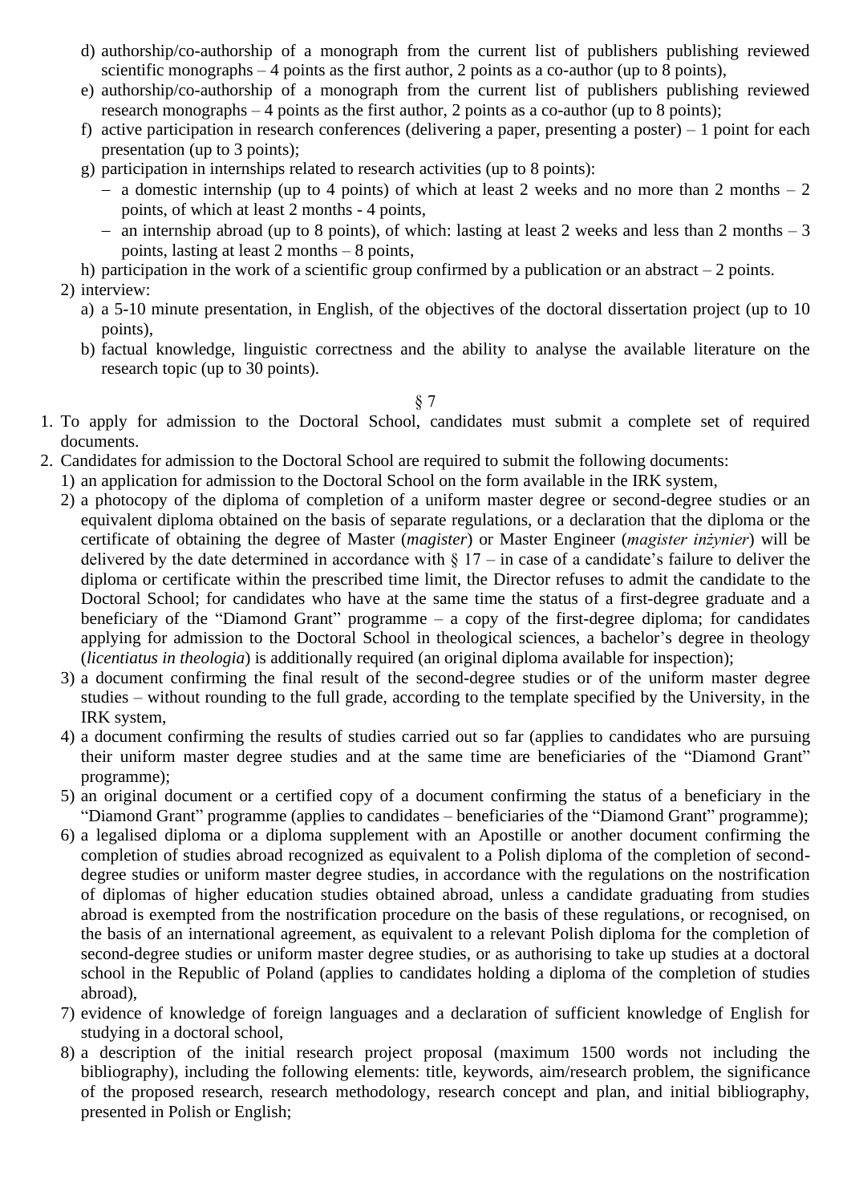d) authorship/co-authorship of a monograph from the current list of publishers publishing reviewed scientific monographs – 4 points as the first author, 2 points as a co-author (up to 8 points),
e) authorship/co-authorship of a monograph from the current list of publishers publishing reviewed research monographs – 4 points as the first author, 2 points as a co-author (up to 8 points);
f) active participation in research conferences (delivering a paper, presenting a poster) – 1 point for each presentation (up to 3 points);
g) participation in internships related to research activities (up to 8 points):
   – a domestic internship (up to 4 points) of which at least 2 weeks and no more than 2 months – 2 points, of which at least 2 months - 4 points,
   – an internship abroad (up to 8 points), of which: lasting at least 2 weeks and less than 2 months – 3 points, lasting at least 2 months – 8 points,
h) participation in the work of a scientific group confirmed by a publication or an abstract – 2 points.

2) interview:
   a) a 5-10 minute presentation, in English, of the objectives of the doctoral dissertation project (up to 10 points),
   b) factual knowledge, linguistic correctness and the ability to analyse the available literature on the research topic (up to 30 points).

§ 7

1. To apply for admission to the Doctoral School, candidates must submit a complete set of required documents.
2. Candidates for admission to the Doctoral School are required to submit the following documents:
   1) an application for admission to the Doctoral School on the form available in the IRK system,
   2) a photocopy of the diploma of completion of a uniform master degree or second-degree studies or an equivalent diploma obtained on the basis of separate regulations, or a declaration that the diploma or the certificate of obtaining the degree of Master (*magister*) or Master Engineer (*magister inżynier*) will be delivered by the date determined in accordance with § 17 – in case of a candidate's failure to deliver the diploma or certificate within the prescribed time limit, the Director refuses to admit the candidate to the Doctoral School; for candidates who have at the same time the status of a first-degree graduate and a beneficiary of the "Diamond Grant" programme – a copy of the first-degree diploma; for candidates applying for admission to the Doctoral School in theological sciences, a bachelor's degree in theology (*licentiatus in theologia*) is additionally required (an original diploma available for inspection);
   3) a document confirming the final result of the second-degree studies or of the uniform master degree studies – without rounding to the full grade, according to the template specified by the University, in the IRK system,
   4) a document confirming the results of studies carried out so far (applies to candidates who are pursuing their uniform master degree studies and at the same time are beneficiaries of the "Diamond Grant" programme);
   5) an original document or a certified copy of a document confirming the status of a beneficiary in the "Diamond Grant" programme (applies to candidates – beneficiaries of the "Diamond Grant" programme);
   6) a legalised diploma or a diploma supplement with an Apostille or another document confirming the completion of studies abroad recognized as equivalent to a Polish diploma of the completion of second-degree studies or uniform master degree studies, in accordance with the regulations on the nostrification of diplomas of higher education studies obtained abroad, unless a candidate graduating from studies abroad is exempted from the nostrification procedure on the basis of these regulations, or recognised, on the basis of an international agreement, as equivalent to a relevant Polish diploma for the completion of second-degree studies or uniform master degree studies, or as authorising to take up studies at a doctoral school in the Republic of Poland (applies to candidates holding a diploma of the completion of studies abroad),
   7) evidence of knowledge of foreign languages and a declaration of sufficient knowledge of English for studying in a doctoral school,
   8) a description of the initial research project proposal (maximum 1500 words not including the bibliography), including the following elements: title, keywords, aim/research problem, the significance of the proposed research, research methodology, research concept and plan, and initial bibliography, presented in Polish or English;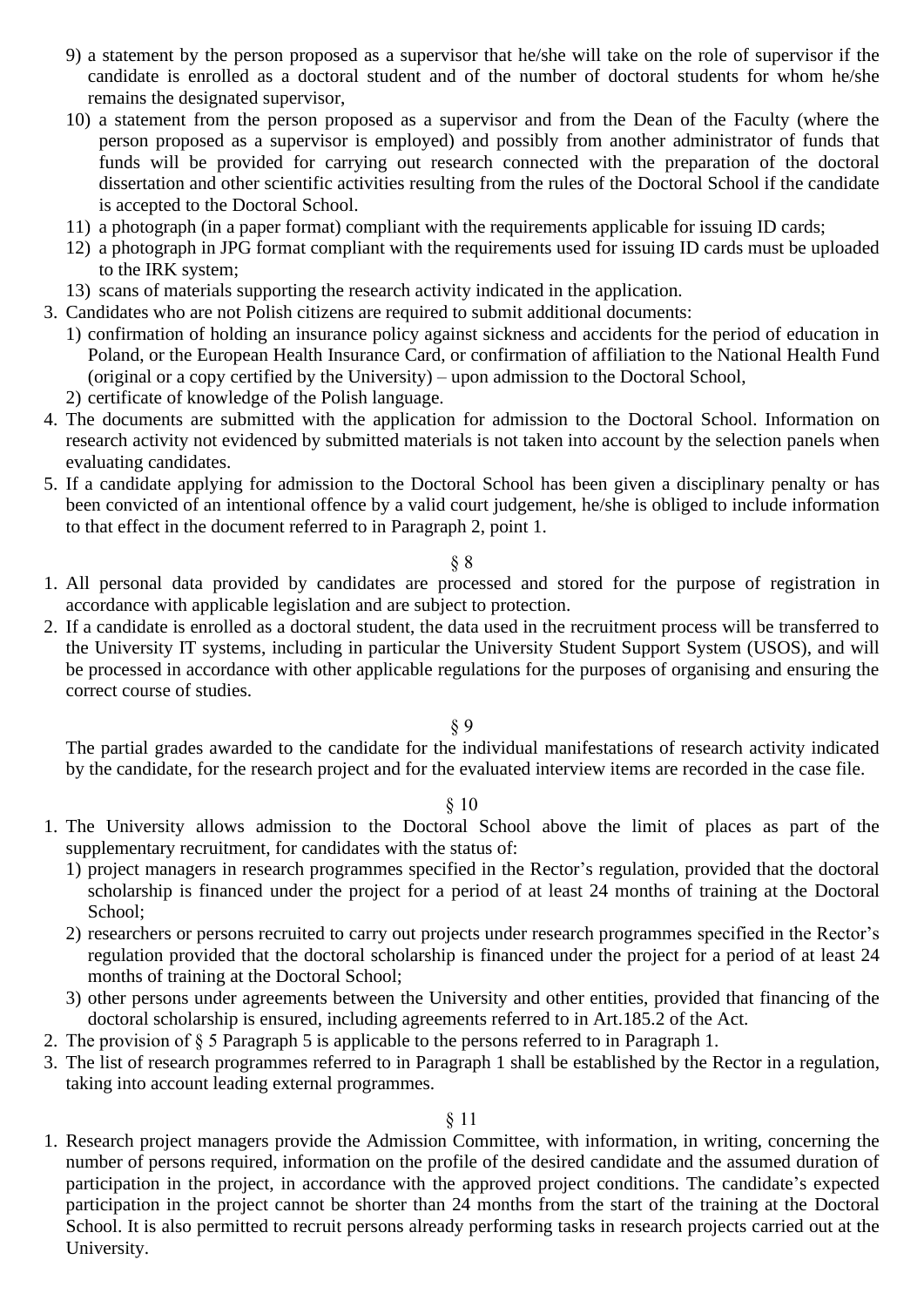9) a statement by the person proposed as a supervisor that he/she will take on the role of supervisor if the candidate is enrolled as a doctoral student and of the number of doctoral students for whom he/she remains the designated supervisor,
10) a statement from the person proposed as a supervisor and from the Dean of the Faculty (where the person proposed as a supervisor is employed) and possibly from another administrator of funds that funds will be provided for carrying out research connected with the preparation of the doctoral dissertation and other scientific activities resulting from the rules of the Doctoral School if the candidate is accepted to the Doctoral School.
11) a photograph (in a paper format) compliant with the requirements applicable for issuing ID cards;
12) a photograph in JPG format compliant with the requirements used for issuing ID cards must be uploaded to the IRK system;
13) scans of materials supporting the research activity indicated in the application.

3. Candidates who are not Polish citizens are required to submit additional documents:
   1) confirmation of holding an insurance policy against sickness and accidents for the period of education in Poland, or the European Health Insurance Card, or confirmation of affiliation to the National Health Fund (original or a copy certified by the University) – upon admission to the Doctoral School,
   2) certificate of knowledge of the Polish language.
4. The documents are submitted with the application for admission to the Doctoral School. Information on research activity not evidenced by submitted materials is not taken into account by the selection panels when evaluating candidates.
5. If a candidate applying for admission to the Doctoral School has been given a disciplinary penalty or has been convicted of an intentional offence by a valid court judgement, he/she is obliged to include information to that effect in the document referred to in Paragraph 2, point 1.

§ 8

1. All personal data provided by candidates are processed and stored for the purpose of registration in accordance with applicable legislation and are subject to protection.
2. If a candidate is enrolled as a doctoral student, the data used in the recruitment process will be transferred to the University IT systems, including in particular the University Student Support System (USOS), and will be processed in accordance with other applicable regulations for the purposes of organising and ensuring the correct course of studies.

§ 9

The partial grades awarded to the candidate for the individual manifestations of research activity indicated by the candidate, for the research project and for the evaluated interview items are recorded in the case file.

§ 10

1. The University allows admission to the Doctoral School above the limit of places as part of the supplementary recruitment, for candidates with the status of:
   1) project managers in research programmes specified in the Rector's regulation, provided that the doctoral scholarship is financed under the project for a period of at least 24 months of training at the Doctoral School;
   2) researchers or persons recruited to carry out projects under research programmes specified in the Rector's regulation provided that the doctoral scholarship is financed under the project for a period of at least 24 months of training at the Doctoral School;
   3) other persons under agreements between the University and other entities, provided that financing of the doctoral scholarship is ensured, including agreements referred to in Art.185.2 of the Act.
2. The provision of § 5 Paragraph 5 is applicable to the persons referred to in Paragraph 1.
3. The list of research programmes referred to in Paragraph 1 shall be established by the Rector in a regulation, taking into account leading external programmes.

§ 11

1. Research project managers provide the Admission Committee, with information, in writing, concerning the number of persons required, information on the profile of the desired candidate and the assumed duration of participation in the project, in accordance with the approved project conditions. The candidate's expected participation in the project cannot be shorter than 24 months from the start of the training at the Doctoral School. It is also permitted to recruit persons already performing tasks in research projects carried out at the University.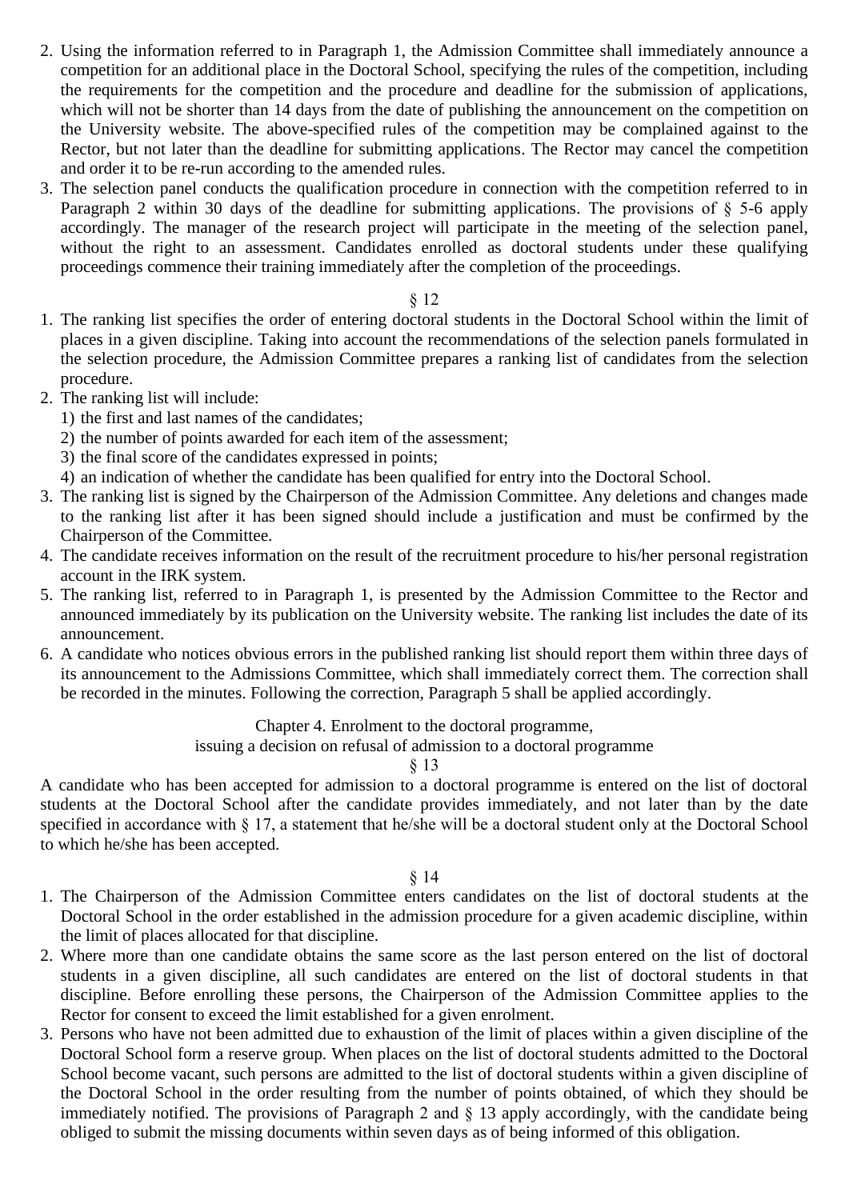2. Using the information referred to in Paragraph 1, the Admission Committee shall immediately announce a competition for an additional place in the Doctoral School, specifying the rules of the competition, including the requirements for the competition and the procedure and deadline for the submission of applications, which will not be shorter than 14 days from the date of publishing the announcement on the competition on the University website. The above-specified rules of the competition may be complained against to the Rector, but not later than the deadline for submitting applications. The Rector may cancel the competition and order it to be re-run according to the amended rules.
3. The selection panel conducts the qualification procedure in connection with the competition referred to in Paragraph 2 within 30 days of the deadline for submitting applications. The provisions of § 5-6 apply accordingly. The manager of the research project will participate in the meeting of the selection panel, without the right to an assessment. Candidates enrolled as doctoral students under these qualifying proceedings commence their training immediately after the completion of the proceedings.

§ 12

1. The ranking list specifies the order of entering doctoral students in the Doctoral School within the limit of places in a given discipline. Taking into account the recommendations of the selection panels formulated in the selection procedure, the Admission Committee prepares a ranking list of candidates from the selection procedure.
2. The ranking list will include:
   1) the first and last names of the candidates;
   2) the number of points awarded for each item of the assessment;
   3) the final score of the candidates expressed in points;
   4) an indication of whether the candidate has been qualified for entry into the Doctoral School.
3. The ranking list is signed by the Chairperson of the Admission Committee. Any deletions and changes made to the ranking list after it has been signed should include a justification and must be confirmed by the Chairperson of the Committee.
4. The candidate receives information on the result of the recruitment procedure to his/her personal registration account in the IRK system.
5. The ranking list, referred to in Paragraph 1, is presented by the Admission Committee to the Rector and announced immediately by its publication on the University website. The ranking list includes the date of its announcement.
6. A candidate who notices obvious errors in the published ranking list should report them within three days of its announcement to the Admissions Committee, which shall immediately correct them. The correction shall be recorded in the minutes. Following the correction, Paragraph 5 shall be applied accordingly.

## Chapter 4. Enrolment to the doctoral programme, issuing a decision on refusal of admission to a doctoral programme

§ 13

A candidate who has been accepted for admission to a doctoral programme is entered on the list of doctoral students at the Doctoral School after the candidate provides immediately, and not later than by the date specified in accordance with § 17, a statement that he/she will be a doctoral student only at the Doctoral School to which he/she has been accepted.

§ 14

1. The Chairperson of the Admission Committee enters candidates on the list of doctoral students at the Doctoral School in the order established in the admission procedure for a given academic discipline, within the limit of places allocated for that discipline.
2. Where more than one candidate obtains the same score as the last person entered on the list of doctoral students in a given discipline, all such candidates are entered on the list of doctoral students in that discipline. Before enrolling these persons, the Chairperson of the Admission Committee applies to the Rector for consent to exceed the limit established for a given enrolment.
3. Persons who have not been admitted due to exhaustion of the limit of places within a given discipline of the Doctoral School form a reserve group. When places on the list of doctoral students admitted to the Doctoral School become vacant, such persons are admitted to the list of doctoral students within a given discipline of the Doctoral School in the order resulting from the number of points obtained, of which they should be immediately notified. The provisions of Paragraph 2 and § 13 apply accordingly, with the candidate being obliged to submit the missing documents within seven days as of being informed of this obligation.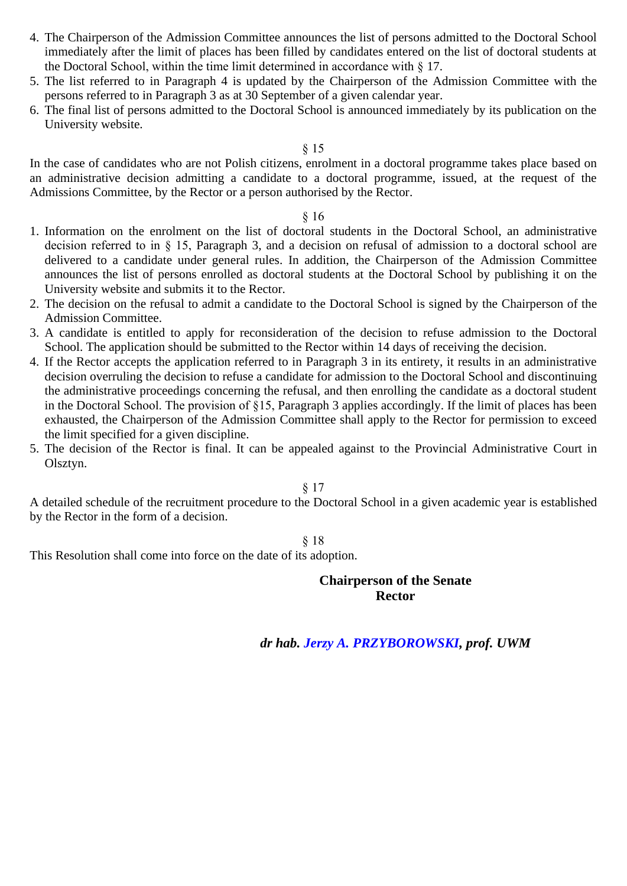4. The Chairperson of the Admission Committee announces the list of persons admitted to the Doctoral School immediately after the limit of places has been filled by candidates entered on the list of doctoral students at the Doctoral School, within the time limit determined in accordance with § 17.
5. The list referred to in Paragraph 4 is updated by the Chairperson of the Admission Committee with the persons referred to in Paragraph 3 as at 30 September of a given calendar year.
6. The final list of persons admitted to the Doctoral School is announced immediately by its publication on the University website.

§ 15

In the case of candidates who are not Polish citizens, enrolment in a doctoral programme takes place based on an administrative decision admitting a candidate to a doctoral programme, issued, at the request of the Admissions Committee, by the Rector or a person authorised by the Rector.

§ 16

1. Information on the enrolment on the list of doctoral students in the Doctoral School, an administrative decision referred to in § 15, Paragraph 3, and a decision on refusal of admission to a doctoral school are delivered to a candidate under general rules. In addition, the Chairperson of the Admission Committee announces the list of persons enrolled as doctoral students at the Doctoral School by publishing it on the University website and submits it to the Rector.
2. The decision on the refusal to admit a candidate to the Doctoral School is signed by the Chairperson of the Admission Committee.
3. A candidate is entitled to apply for reconsideration of the decision to refuse admission to the Doctoral School. The application should be submitted to the Rector within 14 days of receiving the decision.
4. If the Rector accepts the application referred to in Paragraph 3 in its entirety, it results in an administrative decision overruling the decision to refuse a candidate for admission to the Doctoral School and discontinuing the administrative proceedings concerning the refusal, and then enrolling the candidate as a doctoral student in the Doctoral School. The provision of §15, Paragraph 3 applies accordingly. If the limit of places has been exhausted, the Chairperson of the Admission Committee shall apply to the Rector for permission to exceed the limit specified for a given discipline.
5. The decision of the Rector is final. It can be appealed against to the Provincial Administrative Court in Olsztyn.

§ 17

A detailed schedule of the recruitment procedure to the Doctoral School in a given academic year is established by the Rector in the form of a decision.

§ 18

This Resolution shall come into force on the date of its adoption.

**Chairperson of the Senate**
**Rector**

***dr hab. Jerzy A. PRZYBOROWSKI, prof. UWM***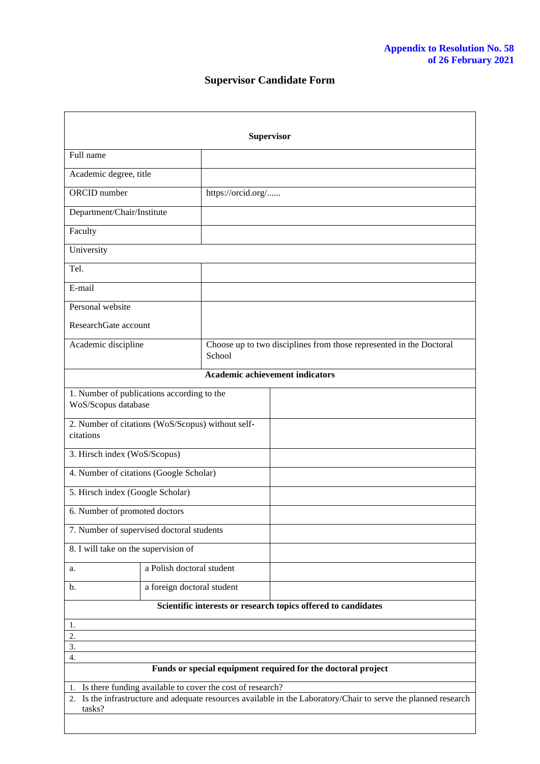**Appendix to Resolution No. 58**
**of 26 February 2021**

# Supervisor Candidate Form

| | |
|---|---|
| **Supervisor** | |
| Full name | |
| Academic degree, title | |
| ORCID number | https://orcid.org/...... |
| Department/Chair/Institute | |
| Faculty | |
| University | |
| Tel. | |
| E-mail | |
| Personal website<br><br>ResearchGate account | |
| Academic discipline | Choose up to two disciplines from those represented in the Doctoral School |

| | | |
|---|---|---|
| **Academic achievement indicators** | | |
| 1. Number of publications according to the WoS/Scopus database | | |
| 2. Number of citations (WoS/Scopus) without self-citations | | |
| 3. Hirsch index (WoS/Scopus) | | |
| 4. Number of citations (Google Scholar) | | |
| 5. Hirsch index (Google Scholar) | | |
| 6. Number of promoted doctors | | |
| 7. Number of supervised doctoral students | | |
| 8. I will take on the supervision of | | |
| a. | a Polish doctoral student | |
| b. | a foreign doctoral student | |

| |
|---|
| **Scientific interests or research topics offered to candidates** |
| 1. |
| 2. |
| 3. |
| 4. |
| **Funds or special equipment required for the doctoral project** |
| 1. Is there funding available to cover the cost of research? |
| 2. Is the infrastructure and adequate resources available in the Laboratory/Chair to serve the planned research tasks? |
| |